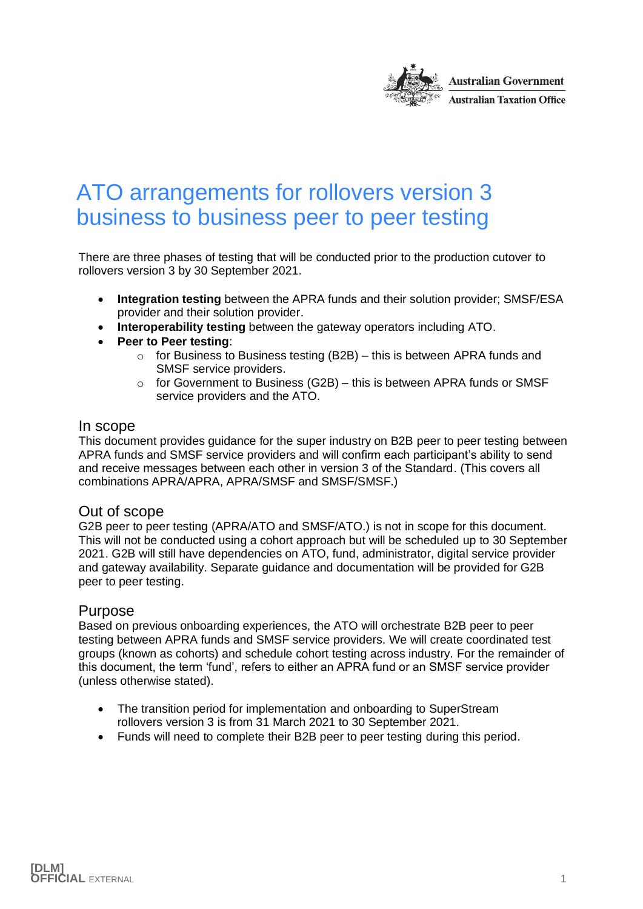Australian Government

Australian Taxation Office

# ATO arrangements for rollovers version 3 business to business peer to peer testing

There are three phases of testing that will be conducted prior to the production cutover to rollovers version 3 by 30 September 2021.

- **Integration testing** between the APRA funds and their solution provider; SMSF/ESA provider and their solution provider.
- **Interoperability testing** between the gateway operators including ATO.
- **Peer to Peer testing**:
  - for Business to Business testing (B2B) – this is between APRA funds and SMSF service providers.
  - for Government to Business (G2B) – this is between APRA funds or SMSF service providers and the ATO.

## In scope

This document provides guidance for the super industry on B2B peer to peer testing between APRA funds and SMSF service providers and will confirm each participant's ability to send and receive messages between each other in version 3 of the Standard. (This covers all combinations APRA/APRA, APRA/SMSF and SMSF/SMSF.)

## Out of scope

G2B peer to peer testing (APRA/ATO and SMSF/ATO.) is not in scope for this document. This will not be conducted using a cohort approach but will be scheduled up to 30 September 2021. G2B will still have dependencies on ATO, fund, administrator, digital service provider and gateway availability. Separate guidance and documentation will be provided for G2B peer to peer testing.

## Purpose

Based on previous onboarding experiences, the ATO will orchestrate B2B peer to peer testing between APRA funds and SMSF service providers. We will create coordinated test groups (known as cohorts) and schedule cohort testing across industry. For the remainder of this document, the term 'fund', refers to either an APRA fund or an SMSF service provider (unless otherwise stated).

- The transition period for implementation and onboarding to SuperStream rollovers version 3 is from 31 March 2021 to 30 September 2021.
- Funds will need to complete their B2B peer to peer testing during this period.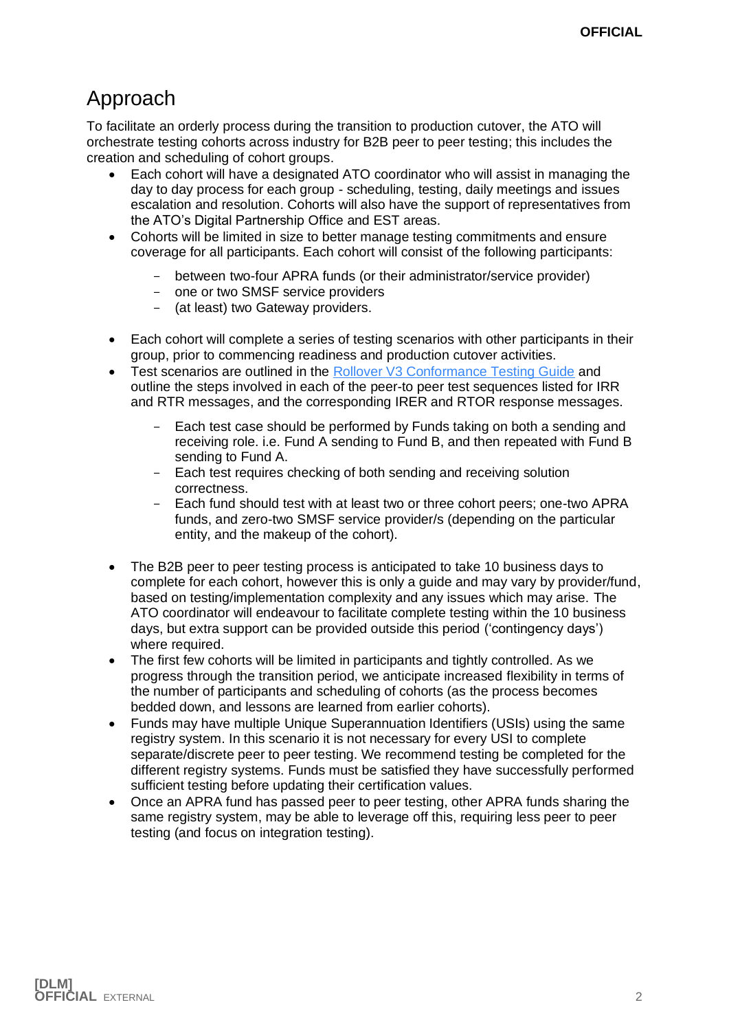# Approach

To facilitate an orderly process during the transition to production cutover, the ATO will orchestrate testing cohorts across industry for B2B peer to peer testing; this includes the creation and scheduling of cohort groups.

- Each cohort will have a designated ATO coordinator who will assist in managing the day to day process for each group - scheduling, testing, daily meetings and issues escalation and resolution. Cohorts will also have the support of representatives from the ATO's Digital Partnership Office and EST areas.
- Cohorts will be limited in size to better manage testing commitments and ensure coverage for all participants. Each cohort will consist of the following participants:
  - between two-four APRA funds (or their administrator/service provider)
  - one or two SMSF service providers
  - (at least) two Gateway providers.
- Each cohort will complete a series of testing scenarios with other participants in their group, prior to commencing readiness and production cutover activities.
- Test scenarios are outlined in the [Rollover V3 Conformance Testing Guide]() and outline the steps involved in each of the peer-to peer test sequences listed for IRR and RTR messages, and the corresponding IRER and RTOR response messages.
  - Each test case should be performed by Funds taking on both a sending and receiving role. i.e. Fund A sending to Fund B, and then repeated with Fund B sending to Fund A.
  - Each test requires checking of both sending and receiving solution correctness.
  - Each fund should test with at least two or three cohort peers; one-two APRA funds, and zero-two SMSF service provider/s (depending on the particular entity, and the makeup of the cohort).
- The B2B peer to peer testing process is anticipated to take 10 business days to complete for each cohort, however this is only a guide and may vary by provider/fund, based on testing/implementation complexity and any issues which may arise. The ATO coordinator will endeavour to facilitate complete testing within the 10 business days, but extra support can be provided outside this period ('contingency days') where required.
- The first few cohorts will be limited in participants and tightly controlled. As we progress through the transition period, we anticipate increased flexibility in terms of the number of participants and scheduling of cohorts (as the process becomes bedded down, and lessons are learned from earlier cohorts).
- Funds may have multiple Unique Superannuation Identifiers (USIs) using the same registry system. In this scenario it is not necessary for every USI to complete separate/discrete peer to peer testing. We recommend testing be completed for the different registry systems. Funds must be satisfied they have successfully performed sufficient testing before updating their certification values.
- Once an APRA fund has passed peer to peer testing, other APRA funds sharing the same registry system, may be able to leverage off this, requiring less peer to peer testing (and focus on integration testing).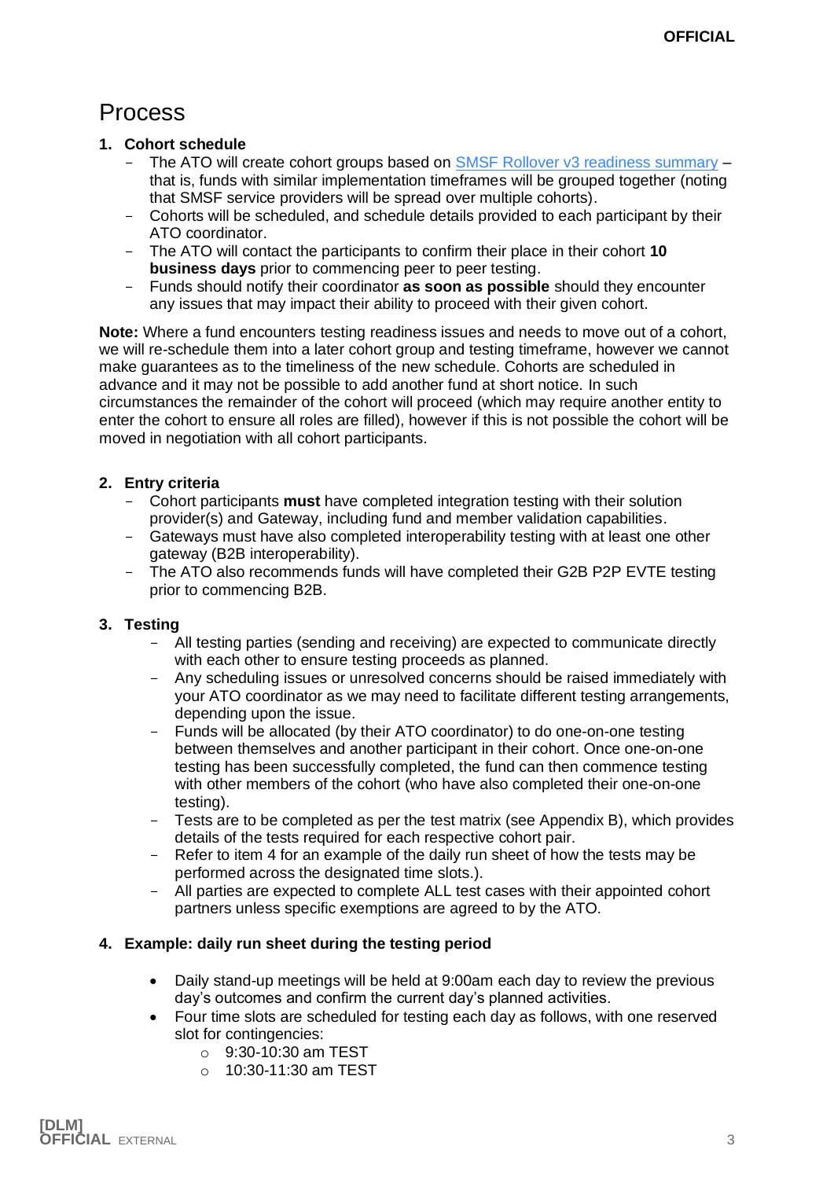# Process

1. **Cohort schedule**
   - The ATO will create cohort groups based on [SMSF Rollover v3 readiness summary](SMSF Rollover v3 readiness summary) – that is, funds with similar implementation timeframes will be grouped together (noting that SMSF service providers will be spread over multiple cohorts).
   - Cohorts will be scheduled, and schedule details provided to each participant by their ATO coordinator.
   - The ATO will contact the participants to confirm their place in their cohort **10 business days** prior to commencing peer to peer testing.
   - Funds should notify their coordinator **as soon as possible** should they encounter any issues that may impact their ability to proceed with their given cohort.

**Note:** Where a fund encounters testing readiness issues and needs to move out of a cohort, we will re-schedule them into a later cohort group and testing timeframe, however we cannot make guarantees as to the timeliness of the new schedule. Cohorts are scheduled in advance and it may not be possible to add another fund at short notice. In such circumstances the remainder of the cohort will proceed (which may require another entity to enter the cohort to ensure all roles are filled), however if this is not possible the cohort will be moved in negotiation with all cohort participants.

2. **Entry criteria**
   - Cohort participants **must** have completed integration testing with their solution provider(s) and Gateway, including fund and member validation capabilities.
   - Gateways must have also completed interoperability testing with at least one other gateway (B2B interoperability).
   - The ATO also recommends funds will have completed their G2B P2P EVTE testing prior to commencing B2B.

3. **Testing**
   - All testing parties (sending and receiving) are expected to communicate directly with each other to ensure testing proceeds as planned.
   - Any scheduling issues or unresolved concerns should be raised immediately with your ATO coordinator as we may need to facilitate different testing arrangements, depending upon the issue.
   - Funds will be allocated (by their ATO coordinator) to do one-on-one testing between themselves and another participant in their cohort. Once one-on-one testing has been successfully completed, the fund can then commence testing with other members of the cohort (who have also completed their one-on-one testing).
   - Tests are to be completed as per the test matrix (see Appendix B), which provides details of the tests required for each respective cohort pair.
   - Refer to item 4 for an example of the daily run sheet of how the tests may be performed across the designated time slots.).
   - All parties are expected to complete ALL test cases with their appointed cohort partners unless specific exemptions are agreed to by the ATO.

4. **Example: daily run sheet during the testing period**
   - Daily stand-up meetings will be held at 9:00am each day to review the previous day's outcomes and confirm the current day's planned activities.
   - Four time slots are scheduled for testing each day as follows, with one reserved slot for contingencies:
     - 9:30-10:30 am TEST
     - 10:30-11:30 am TEST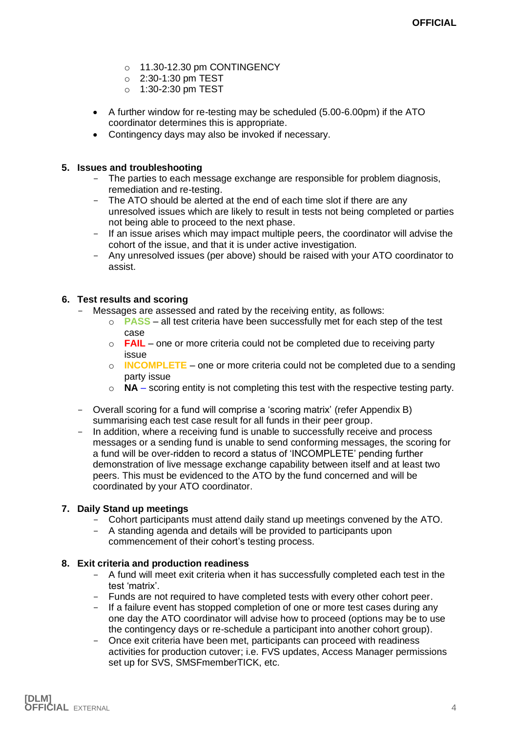- 11.30-12.30 pm CONTINGENCY
    - 2:30-1:30 pm TEST
    - 1:30-2:30 pm TEST

- A further window for re-testing may be scheduled (5.00-6.00pm) if the ATO coordinator determines this is appropriate.
- Contingency days may also be invoked if necessary.

**5. Issues and troubleshooting**

- The parties to each message exchange are responsible for problem diagnosis, remediation and re-testing.
- The ATO should be alerted at the end of each time slot if there are any unresolved issues which are likely to result in tests not being completed or parties not being able to proceed to the next phase.
- If an issue arises which may impact multiple peers, the coordinator will advise the cohort of the issue, and that it is under active investigation.
- Any unresolved issues (per above) should be raised with your ATO coordinator to assist.

**6. Test results and scoring**

- Messages are assessed and rated by the receiving entity, as follows:
    - **PASS** – all test criteria have been successfully met for each step of the test case
    - **FAIL** – one or more criteria could not be completed due to receiving party issue
    - **INCOMPLETE** – one or more criteria could not be completed due to a sending party issue
    - **NA** – scoring entity is not completing this test with the respective testing party.

- Overall scoring for a fund will comprise a 'scoring matrix' (refer Appendix B) summarising each test case result for all funds in their peer group.
- In addition, where a receiving fund is unable to successfully receive and process messages or a sending fund is unable to send conforming messages, the scoring for a fund will be over-ridden to record a status of 'INCOMPLETE' pending further demonstration of live message exchange capability between itself and at least two peers. This must be evidenced to the ATO by the fund concerned and will be coordinated by your ATO coordinator.

**7. Daily Stand up meetings**

- Cohort participants must attend daily stand up meetings convened by the ATO.
- A standing agenda and details will be provided to participants upon commencement of their cohort's testing process.

**8. Exit criteria and production readiness**

- A fund will meet exit criteria when it has successfully completed each test in the test 'matrix'.
- Funds are not required to have completed tests with every other cohort peer.
- If a failure event has stopped completion of one or more test cases during any one day the ATO coordinator will advise how to proceed (options may be to use the contingency days or re-schedule a participant into another cohort group).
- Once exit criteria have been met, participants can proceed with readiness activities for production cutover; i.e. FVS updates, Access Manager permissions set up for SVS, SMSFmemberTICK, etc.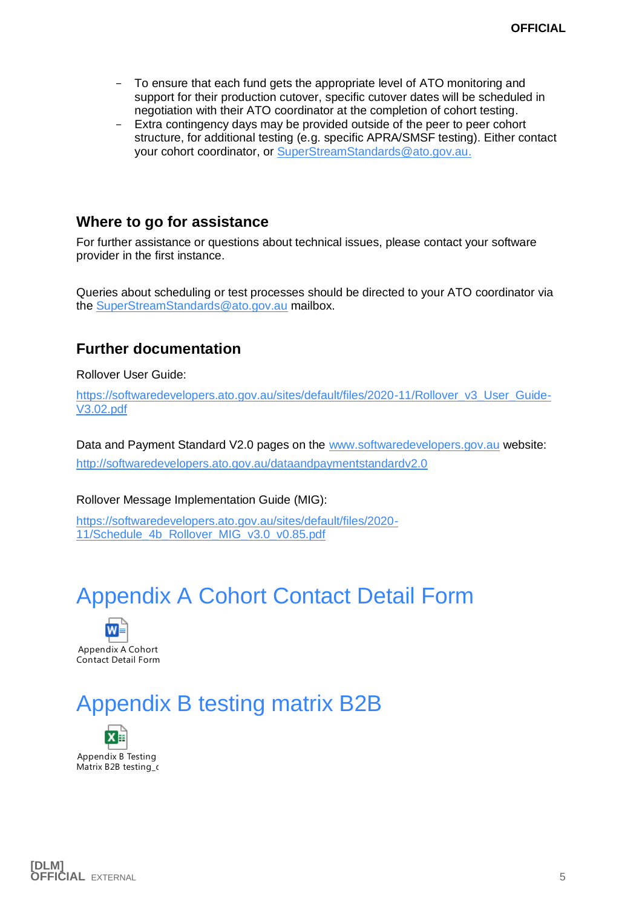- To ensure that each fund gets the appropriate level of ATO monitoring and support for their production cutover, specific cutover dates will be scheduled in negotiation with their ATO coordinator at the completion of cohort testing.
- Extra contingency days may be provided outside of the peer to peer cohort structure, for additional testing (e.g. specific APRA/SMSF testing). Either contact your cohort coordinator, or SuperStreamStandards@ato.gov.au.

## Where to go for assistance

For further assistance or questions about technical issues, please contact your software provider in the first instance.

Queries about scheduling or test processes should be directed to your ATO coordinator via the SuperStreamStandards@ato.gov.au mailbox.

## Further documentation

Rollover User Guide:

https://softwaredevelopers.ato.gov.au/sites/default/files/2020-11/Rollover_v3_User_Guide-V3.02.pdf

Data and Payment Standard V2.0 pages on the www.softwaredevelopers.gov.au website:

http://softwaredevelopers.ato.gov.au/dataandpaymentstandardv2.0

Rollover Message Implementation Guide (MIG):

https://softwaredevelopers.ato.gov.au/sites/default/files/2020-11/Schedule_4b_Rollover_MIG_v3.0_v0.85.pdf

# Appendix A Cohort Contact Detail Form

Appendix A Cohort Contact Detail Form

# Appendix B testing matrix B2B

Appendix B Testing Matrix B2B testing_c